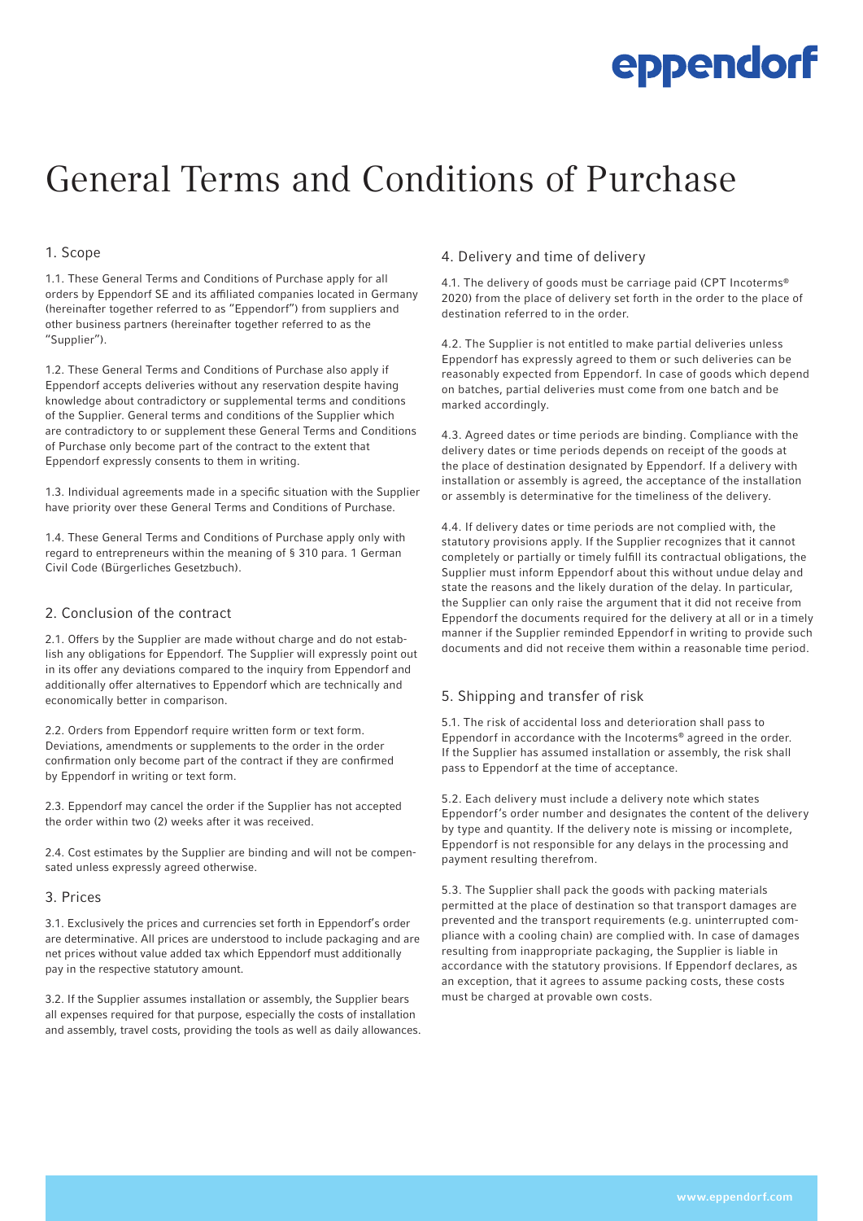# General Terms and Conditions of Purchase

## 1. Scope

1.1. These General Terms and Conditions of Purchase apply for all orders by Eppendorf SE and its affiliated companies located in Germany (hereinafter together referred to as "Eppendorf") from suppliers and other business partners (hereinafter together referred to as the "Supplier").

1.2. These General Terms and Conditions of Purchase also apply if Eppendorf accepts deliveries without any reservation despite having knowledge about contradictory or supplemental terms and conditions of the Supplier. General terms and conditions of the Supplier which are contradictory to or supplement these General Terms and Conditions of Purchase only become part of the contract to the extent that Eppendorf expressly consents to them in writing.

1.3. Individual agreements made in a specific situation with the Supplier have priority over these General Terms and Conditions of Purchase.

1.4. These General Terms and Conditions of Purchase apply only with regard to entrepreneurs within the meaning of § 310 para. 1 German Civil Code (Bürgerliches Gesetzbuch).

## 2. Conclusion of the contract

2.1. Offers by the Supplier are made without charge and do not establish any obligations for Eppendorf. The Supplier will expressly point out in its offer any deviations compared to the inquiry from Eppendorf and additionally offer alternatives to Eppendorf which are technically and economically better in comparison.

2.2. Orders from Eppendorf require written form or text form. Deviations, amendments or supplements to the order in the order confirmation only become part of the contract if they are confirmed by Eppendorf in writing or text form.

2.3. Eppendorf may cancel the order if the Supplier has not accepted the order within two (2) weeks after it was received.

2.4. Cost estimates by the Supplier are binding and will not be compensated unless expressly agreed otherwise.

## 3. Prices

3.1. Exclusively the prices and currencies set forth in Eppendorf's order are determinative. All prices are understood to include packaging and are net prices without value added tax which Eppendorf must additionally pay in the respective statutory amount.

3.2. If the Supplier assumes installation or assembly, the Supplier bears all expenses required for that purpose, especially the costs of installation and assembly, travel costs, providing the tools as well as daily allowances.

## 4. Delivery and time of delivery

4.1. The delivery of goods must be carriage paid (CPT Incoterms® 2020) from the place of delivery set forth in the order to the place of destination referred to in the order.

4.2. The Supplier is not entitled to make partial deliveries unless Eppendorf has expressly agreed to them or such deliveries can be reasonably expected from Eppendorf. In case of goods which depend on batches, partial deliveries must come from one batch and be marked accordingly.

4.3. Agreed dates or time periods are binding. Compliance with the delivery dates or time periods depends on receipt of the goods at the place of destination designated by Eppendorf. If a delivery with installation or assembly is agreed, the acceptance of the installation or assembly is determinative for the timeliness of the delivery.

4.4. If delivery dates or time periods are not complied with, the statutory provisions apply. If the Supplier recognizes that it cannot completely or partially or timely fulfill its contractual obligations, the Supplier must inform Eppendorf about this without undue delay and state the reasons and the likely duration of the delay. In particular, the Supplier can only raise the argument that it did not receive from Eppendorf the documents required for the delivery at all or in a timely manner if the Supplier reminded Eppendorf in writing to provide such documents and did not receive them within a reasonable time period.

## 5. Shipping and transfer of risk

5.1. The risk of accidental loss and deterioration shall pass to Eppendorf in accordance with the Incoterms® agreed in the order. If the Supplier has assumed installation or assembly, the risk shall pass to Eppendorf at the time of acceptance.

5.2. Each delivery must include a delivery note which states Eppendorf's order number and designates the content of the delivery by type and quantity. If the delivery note is missing or incomplete, Eppendorf is not responsible for any delays in the processing and payment resulting therefrom.

5.3. The Supplier shall pack the goods with packing materials permitted at the place of destination so that transport damages are prevented and the transport requirements (e.g. uninterrupted compliance with a cooling chain) are complied with. In case of damages resulting from inappropriate packaging, the Supplier is liable in accordance with the statutory provisions. If Eppendorf declares, as an exception, that it agrees to assume packing costs, these costs must be charged at provable own costs.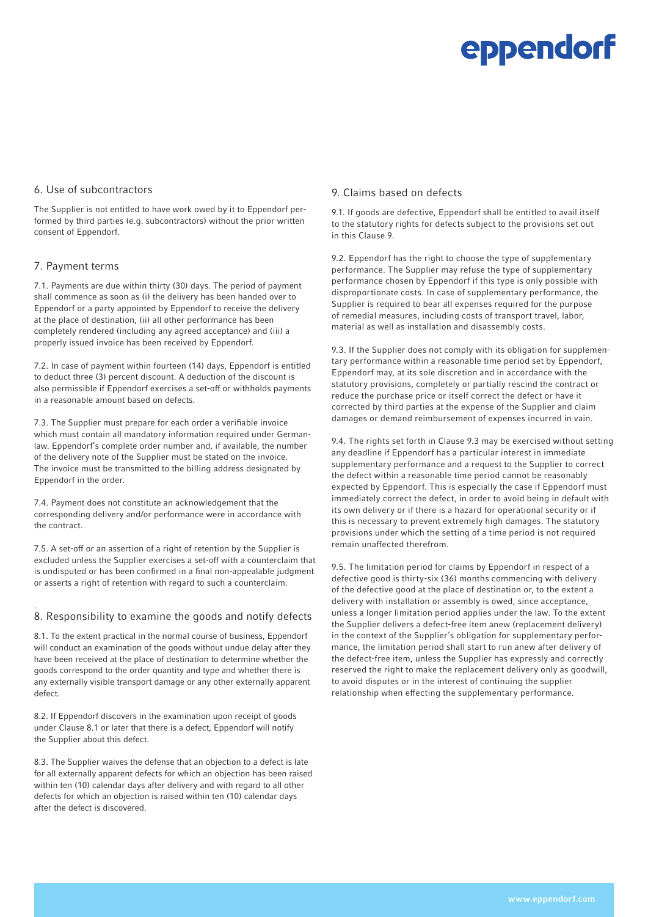## 6. Use of subcontractors

The Supplier is not entitled to have work owed by it to Eppendorf performed by third parties (e.g. subcontractors) without the prior written consent of Eppendorf.

## 7. Payment terms

7.1. Payments are due within thirty (30) days. The period of payment shall commence as soon as (i) the delivery has been handed over to Eppendorf or a party appointed by Eppendorf to receive the delivery at the place of destination, (ii) all other performance has been completely rendered (including any agreed acceptance) and (iii) a properly issued invoice has been received by Eppendorf.

7.2. In case of payment within fourteen (14) days, Eppendorf is entitled to deduct three (3) percent discount. A deduction of the discount is also permissible if Eppendorf exercises a set-off or withholds payments in a reasonable amount based on defects.

7.3. The Supplier must prepare for each order a verifiable invoice which must contain all mandatory information required under German law. Eppendorf's complete order number and, if available, the number of the delivery note of the Supplier must be stated on the invoice. The invoice must be transmitted to the billing address designated by Eppendorf in the order.

7.4. Payment does not constitute an acknowledgement that the corresponding delivery and/or performance were in accordance with the contract.

7.5. A set-off or an assertion of a right of retention by the Supplier is excluded unless the Supplier exercises a set-off with a counterclaim that is undisputed or has been confirmed in a final non-appealable judgment or asserts a right of retention with regard to such a counterclaim.

## 8. Responsibility to examine the goods and notify defects

8.1. To the extent practical in the normal course of business, Eppendorf will conduct an examination of the goods without undue delay after they have been received at the place of destination to determine whether the goods correspond to the order quantity and type and whether there is any externally visible transport damage or any other externally apparent defect.

8.2. If Eppendorf discovers in the examination upon receipt of goods under Clause 8.1 or later that there is a defect, Eppendorf will notify the Supplier about this defect.

8.3. The Supplier waives the defense that an objection to a defect is late for all externally apparent defects for which an objection has been raised within ten (10) calendar days after delivery and with regard to all other defects for which an objection is raised within ten (10) calendar days after the defect is discovered.

## 9. Claims based on defects

9.1. If goods are defective, Eppendorf shall be entitled to avail itself to the statutory rights for defects subject to the provisions set out in this Clause 9.

9.2. Eppendorf has the right to choose the type of supplementary performance. The Supplier may refuse the type of supplementary performance chosen by Eppendorf if this type is only possible with disproportionate costs. In case of supplementary performance, the Supplier is required to bear all expenses required for the purpose of remedial measures, including costs of transport travel, labor, material as well as installation and disassembly costs.

9.3. If the Supplier does not comply with its obligation for supplementary performance within a reasonable time period set by Eppendorf, Eppendorf may, at its sole discretion and in accordance with the statutory provisions, completely or partially rescind the contract or reduce the purchase price or itself correct the defect or have it corrected by third parties at the expense of the Supplier and claim damages or demand reimbursement of expenses incurred in vain.

9.4. The rights set forth in Clause 9.3 may be exercised without setting any deadline if Eppendorf has a particular interest in immediate supplementary performance and a request to the Supplier to correct the defect within a reasonable time period cannot be reasonably expected by Eppendorf. This is especially the case if Eppendorf must immediately correct the defect, in order to avoid being in default with its own delivery or if there is a hazard for operational security or if this is necessary to prevent extremely high damages. The statutory provisions under which the setting of a time period is not required remain unaffected therefrom.

9.5. The limitation period for claims by Eppendorf in respect of a defective good is thirty-six (36) months commencing with delivery of the defective good at the place of destination or, to the extent a delivery with installation or assembly is owed, since acceptance, unless a longer limitation period applies under the law. To the extent the Supplier delivers a defect-free item anew (replacement delivery) in the context of the Supplier's obligation for supplementary performance, the limitation period shall start to run anew after delivery of the defect-free item, unless the Supplier has expressly and correctly reserved the right to make the replacement delivery only as goodwill, to avoid disputes or in the interest of continuing the supplier relationship when effecting the supplementary performance.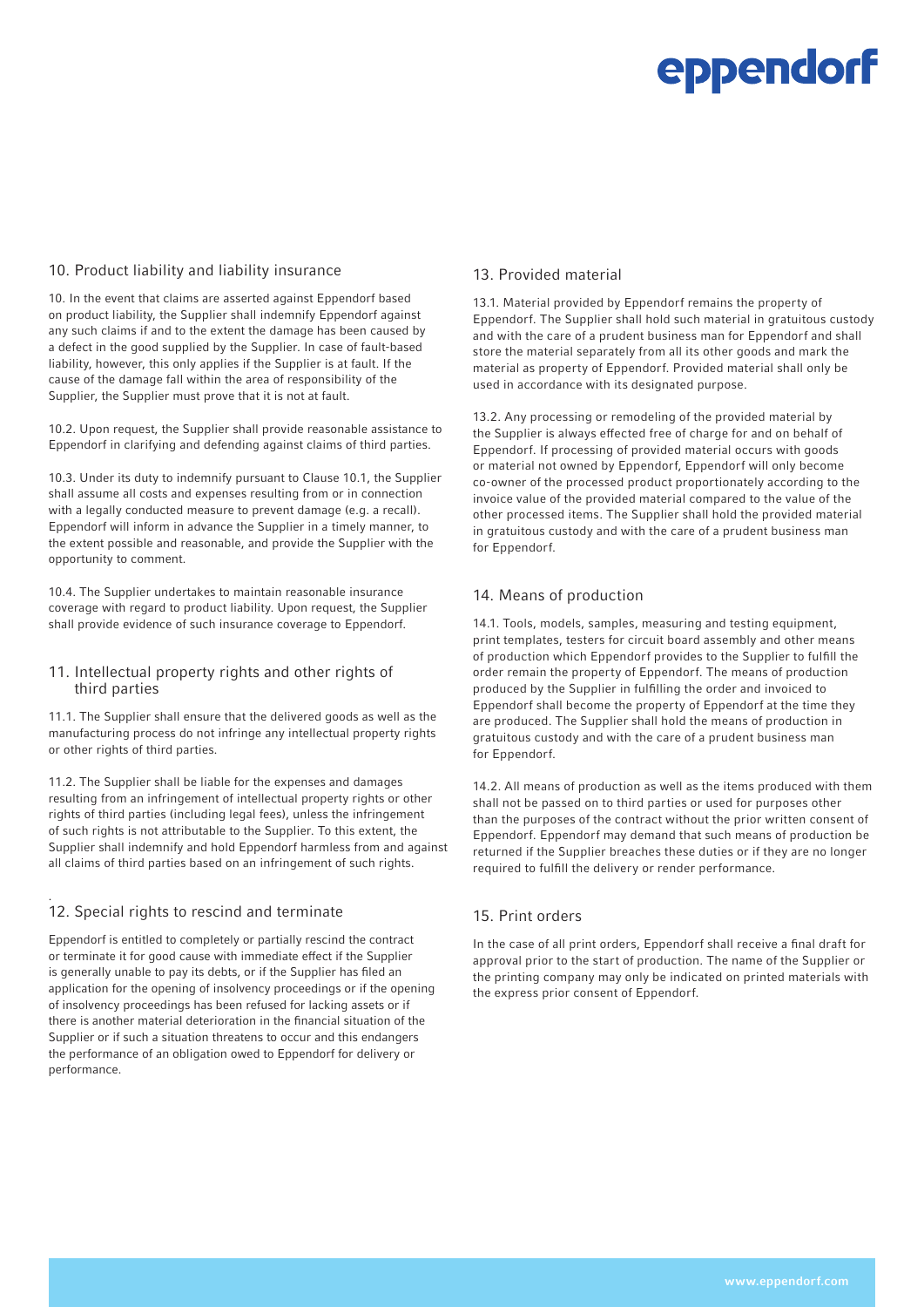## 10. Product liability and liability insurance

10. In the event that claims are asserted against Eppendorf based on product liability, the Supplier shall indemnify Eppendorf against any such claims if and to the extent the damage has been caused by a defect in the good supplied by the Supplier. In case of fault-based liability, however, this only applies if the Supplier is at fault. If the cause of the damage fall within the area of responsibility of the Supplier, the Supplier must prove that it is not at fault.

10.2. Upon request, the Supplier shall provide reasonable assistance to Eppendorf in clarifying and defending against claims of third parties.

10.3. Under its duty to indemnify pursuant to Clause 10.1, the Supplier shall assume all costs and expenses resulting from or in connection with a legally conducted measure to prevent damage (e.g. a recall). Eppendorf will inform in advance the Supplier in a timely manner, to the extent possible and reasonable, and provide the Supplier with the opportunity to comment.

10.4. The Supplier undertakes to maintain reasonable insurance coverage with regard to product liability. Upon request, the Supplier shall provide evidence of such insurance coverage to Eppendorf.

## 11. Intellectual property rights and other rights of third parties

11.1. The Supplier shall ensure that the delivered goods as well as the manufacturing process do not infringe any intellectual property rights or other rights of third parties.

11.2. The Supplier shall be liable for the expenses and damages resulting from an infringement of intellectual property rights or other rights of third parties (including legal fees), unless the infringement of such rights is not attributable to the Supplier. To this extent, the Supplier shall indemnify and hold Eppendorf harmless from and against all claims of third parties based on an infringement of such rights.

## 12. Special rights to rescind and terminate

Eppendorf is entitled to completely or partially rescind the contract or terminate it for good cause with immediate effect if the Supplier is generally unable to pay its debts, or if the Supplier has filed an application for the opening of insolvency proceedings or if the opening of insolvency proceedings has been refused for lacking assets or if there is another material deterioration in the financial situation of the Supplier or if such a situation threatens to occur and this endangers the performance of an obligation owed to Eppendorf for delivery or performance.

## 13. Provided material

13.1. Material provided by Eppendorf remains the property of Eppendorf. The Supplier shall hold such material in gratuitous custody and with the care of a prudent business man for Eppendorf and shall store the material separately from all its other goods and mark the material as property of Eppendorf. Provided material shall only be used in accordance with its designated purpose.

13.2. Any processing or remodeling of the provided material by the Supplier is always effected free of charge for and on behalf of Eppendorf. If processing of provided material occurs with goods or material not owned by Eppendorf, Eppendorf will only become co-owner of the processed product proportionately according to the invoice value of the provided material compared to the value of the other processed items. The Supplier shall hold the provided material in gratuitous custody and with the care of a prudent business man for Eppendorf.

## 14. Means of production

14.1. Tools, models, samples, measuring and testing equipment, print templates, testers for circuit board assembly and other means of production which Eppendorf provides to the Supplier to fulfill the order remain the property of Eppendorf. The means of production produced by the Supplier in fulfilling the order and invoiced to Eppendorf shall become the property of Eppendorf at the time they are produced. The Supplier shall hold the means of production in gratuitous custody and with the care of a prudent business man for Eppendorf.

14.2. All means of production as well as the items produced with them shall not be passed on to third parties or used for purposes other than the purposes of the contract without the prior written consent of Eppendorf. Eppendorf may demand that such means of production be returned if the Supplier breaches these duties or if they are no longer required to fulfill the delivery or render performance.

## 15. Print orders

In the case of all print orders, Eppendorf shall receive a final draft for approval prior to the start of production. The name of the Supplier or the printing company may only be indicated on printed materials with the express prior consent of Eppendorf.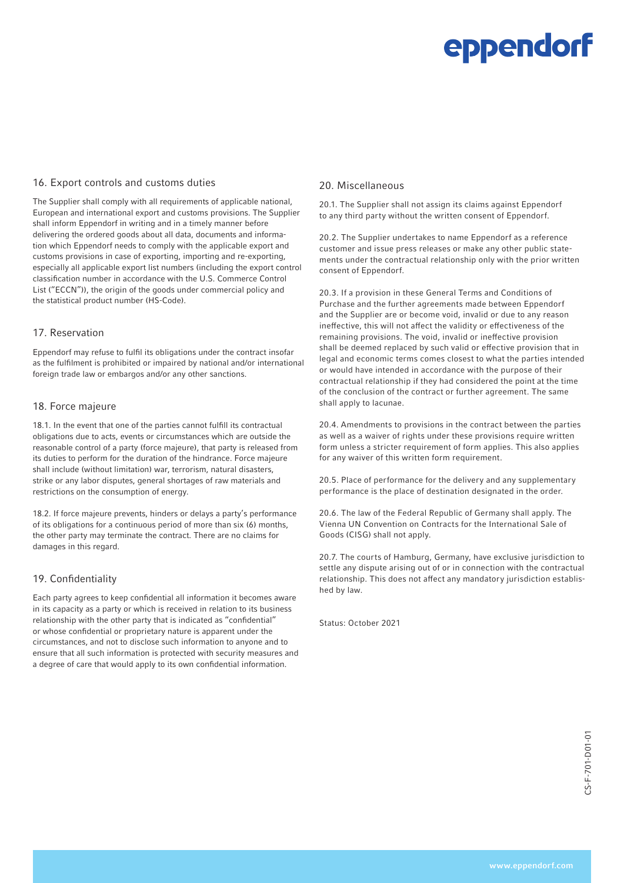## 16. Export controls and customs duties

The Supplier shall comply with all requirements of applicable national, European and international export and customs provisions. The Supplier shall inform Eppendorf in writing and in a timely manner before delivering the ordered goods about all data, documents and information which Eppendorf needs to comply with the applicable export and customs provisions in case of exporting, importing and re-exporting, especially all applicable export list numbers (including the export control classification number in accordance with the U.S. Commerce Control List ("ECCN")), the origin of the goods under commercial policy and the statistical product number (HS-Code).

## 17. Reservation

Eppendorf may refuse to fulfil its obligations under the contract insofar as the fulfilment is prohibited or impaired by national and/or international foreign trade law or embargos and/or any other sanctions.

## 18. Force majeure

18.1. In the event that one of the parties cannot fulfill its contractual obligations due to acts, events or circumstances which are outside the reasonable control of a party (force majeure), that party is released from its duties to perform for the duration of the hindrance. Force majeure shall include (without limitation) war, terrorism, natural disasters, strike or any labor disputes, general shortages of raw materials and restrictions on the consumption of energy.

18.2. If force majeure prevents, hinders or delays a party's performance of its obligations for a continuous period of more than six (6) months, the other party may terminate the contract. There are no claims for damages in this regard.

## 19. Confidentiality

Each party agrees to keep confidential all information it becomes aware in its capacity as a party or which is received in relation to its business relationship with the other party that is indicated as "confidential" or whose confidential or proprietary nature is apparent under the circumstances, and not to disclose such information to anyone and to ensure that all such information is protected with security measures and a degree of care that would apply to its own confidential information.

## 20. Miscellaneous

20.1. The Supplier shall not assign its claims against Eppendorf to any third party without the written consent of Eppendorf.

20.2. The Supplier undertakes to name Eppendorf as a reference customer and issue press releases or make any other public statements under the contractual relationship only with the prior written consent of Eppendorf.

20.3. If a provision in these General Terms and Conditions of Purchase and the further agreements made between Eppendorf and the Supplier are or become void, invalid or due to any reason ineffective, this will not affect the validity or effectiveness of the remaining provisions. The void, invalid or ineffective provision shall be deemed replaced by such valid or effective provision that in legal and economic terms comes closest to what the parties intended or would have intended in accordance with the purpose of their contractual relationship if they had considered the point at the time of the conclusion of the contract or further agreement. The same shall apply to lacunae.

20.4. Amendments to provisions in the contract between the parties as well as a waiver of rights under these provisions require written form unless a stricter requirement of form applies. This also applies for any waiver of this written form requirement.

20.5. Place of performance for the delivery and any supplementary performance is the place of destination designated in the order.

20.6. The law of the Federal Republic of Germany shall apply. The Vienna UN Convention on Contracts for the International Sale of Goods (CISG) shall not apply.

20.7. The courts of Hamburg, Germany, have exclusive jurisdiction to settle any dispute arising out of or in connection with the contractual relationship. This does not affect any mandatory jurisdiction established by law.

Status: October 2021

CS-F-701-D01-01